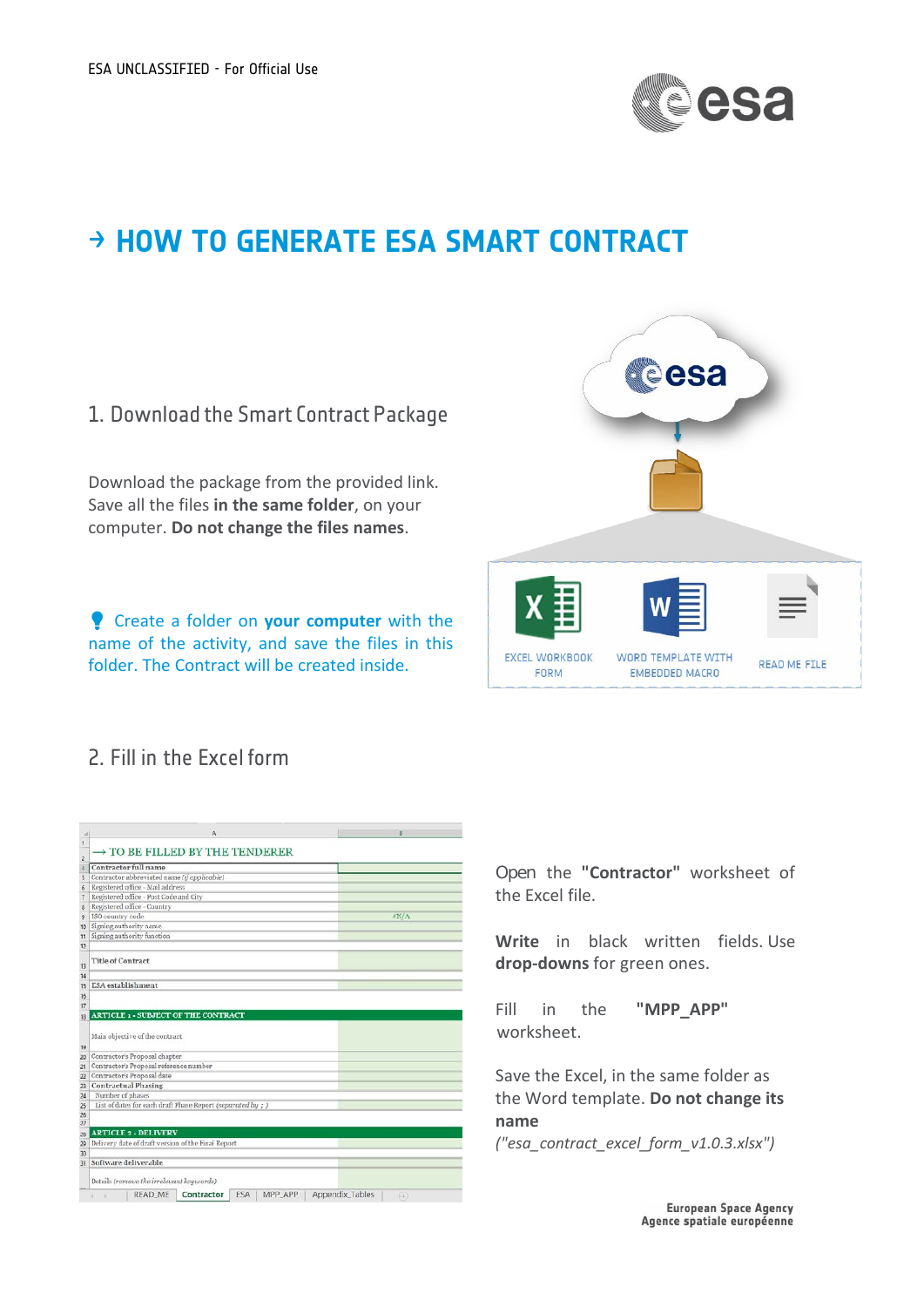# → HOW TO GENERATE ESA SMART CONTRACT

## 1. Download the Smart Contract Package

Download the package from the provided link. Save all the files **in the same folder**, on your computer. **Do not change the files names**.

Create a folder on **your computer** with the name of the activity, and save the files in this folder. The Contract will be created inside.

EXCEL WORKBOOK FORM

WORD TEMPLATE WITH EMBEDDED MACRO

READ ME FILE

## 2. Fill in the Excel form

Open the **"Contractor"** worksheet of the Excel file.

**Write** in black written fields. Use **drop-downs** for green ones.

Fill in the **"MPP_APP"** worksheet.

Save the Excel, in the same folder as the Word template. **Do not change its name**

*("esa_contract_excel_form_v1.0.3.xlsx")*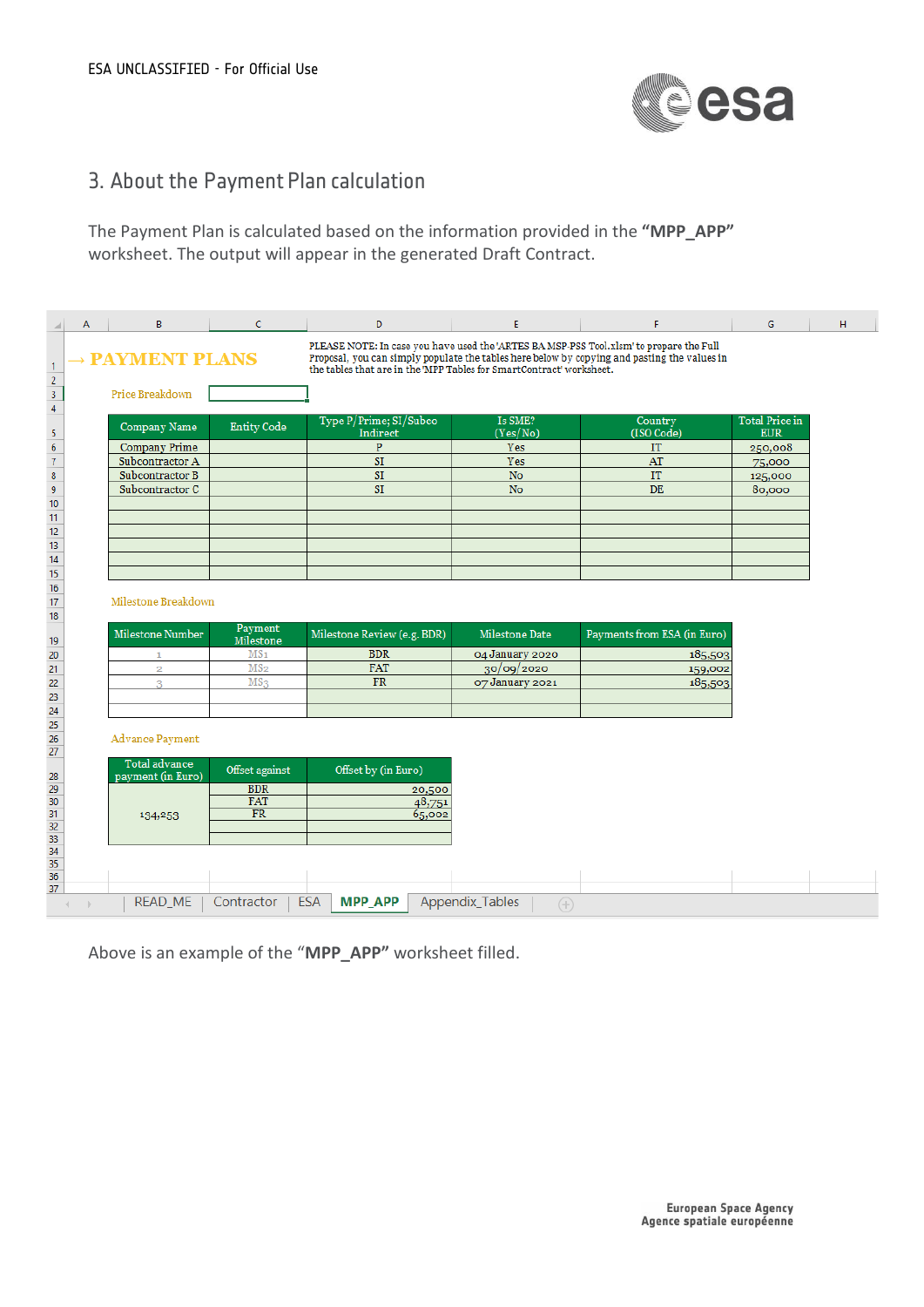## 3. About the Payment Plan calculation

The Payment Plan is calculated based on the information provided in the **"MPP_APP"** worksheet. The output will appear in the generated Draft Contract.

**→ PAYMENT PLANS**

PLEASE NOTE: In case you have used the 'ARTES BA MSP-PSS Tool.xlsm' to prepare the Full Proposal, you can simply populate the tables here below by copying and pasting the values in the tables that are in the 'MPP Tables for SmartContract' worksheet.

Price Breakdown

| Company Name | Entity Code | Type P/Prime; SI/Subco Indirect | Is SME? (Yes/No) | Country (ISO Code) | Total Price in EUR |
|---|---|---|---|---|---|
| Company Prime | | P | Yes | IT | 250,008 |
| Subcontractor A | | SI | Yes | AT | 75,000 |
| Subcontractor B | | SI | No | IT | 125,000 |
| Subcontractor C | | SI | No | DE | 80,000 |

Milestone Breakdown

| Milestone Number | Payment Milestone | Milestone Review (e.g. BDR) | Milestone Date | Payments from ESA (in Euro) |
|---|---|---|---|---|
| 1 | MS1 | BDR | 04 January 2020 | 185,503 |
| 2 | MS2 | FAT | 30/09/2020 | 159,002 |
| 3 | MS3 | FR | 07 January 2021 | 185,503 |

Advance Payment

| Total advance payment (in Euro) | Offset against | Offset by (in Euro) |
|---|---|---|
| 134,253 | BDR | 20,500 |
| | FAT | 48,751 |
| | FR | 65,002 |

Above is an example of the **"MPP_APP"** worksheet filled.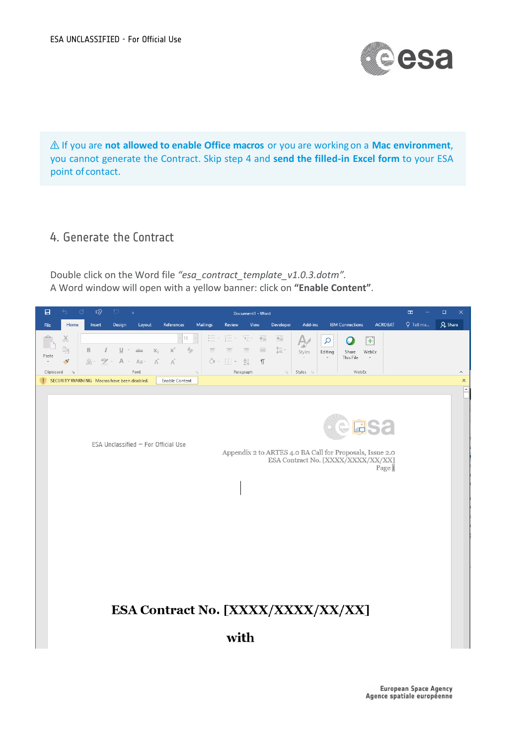⚠ If you are **not allowed to enable Office macros** or you are working on a **Mac environment**, you cannot generate the Contract. Skip step 4 and **send the filled-in Excel form** to your ESA point of contact.

## 4. Generate the Contract

Double click on the Word file *"esa_contract_template_v1.0.3.dotm"*.
A Word window will open with a yellow banner: click on **"Enable Content"**.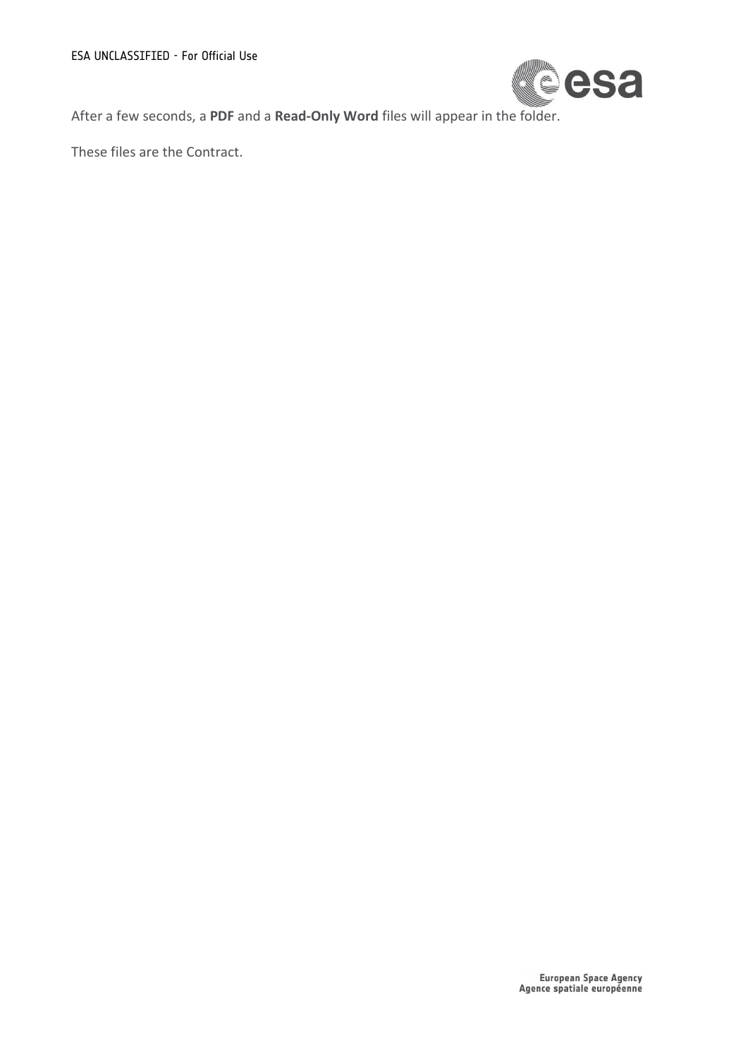After a few seconds, a **PDF** and a **Read-Only Word** files will appear in the folder.

These files are the Contract.